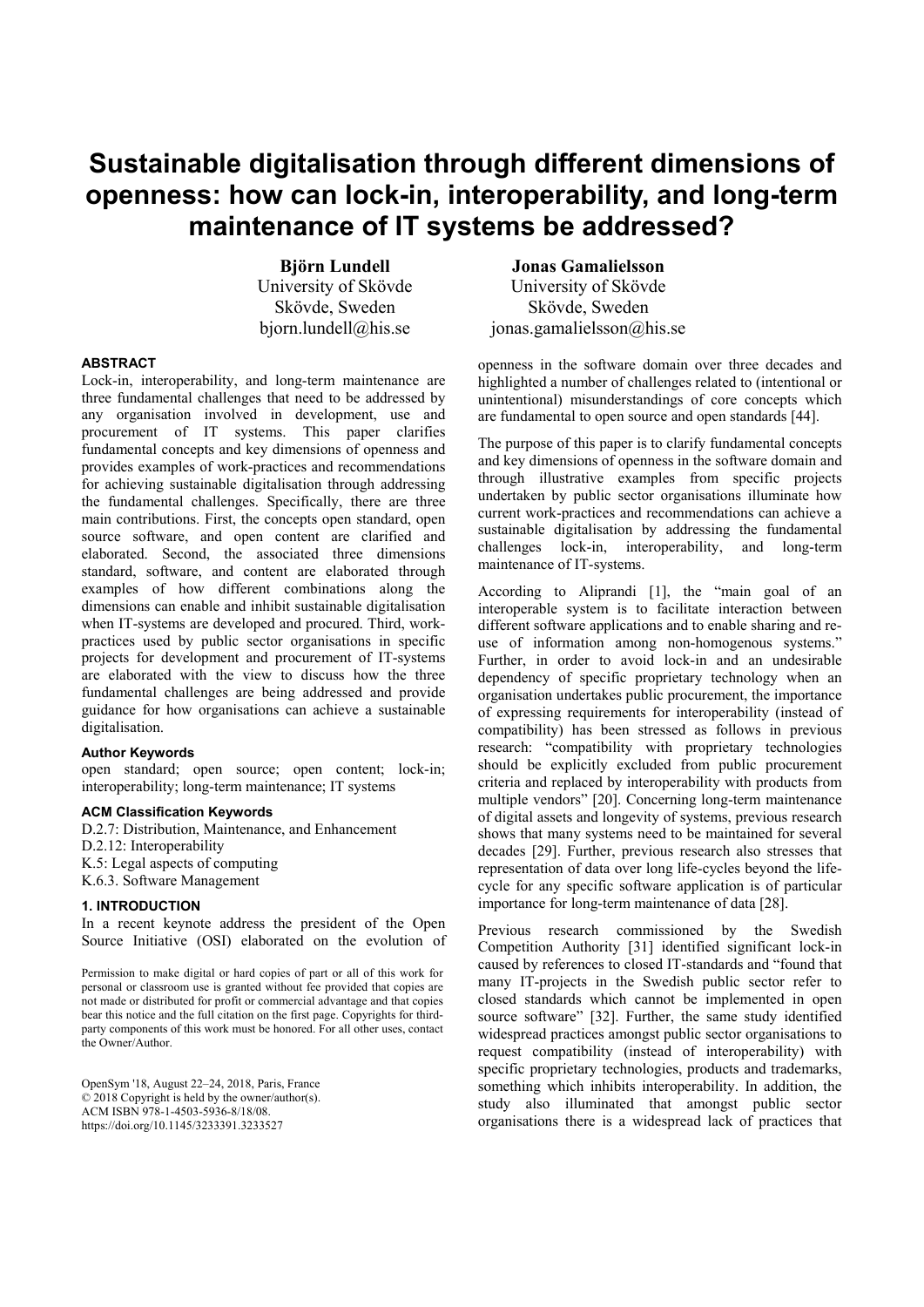# Sustainable digitalisation through different dimensions of openness: how can lock-in, interoperability, and long-term maintenance of IT systems be addressed?

**Björn Lundell**
University of Skövde
Skövde, Sweden
bjorn.lundell@his.se

**Jonas Gamalielsson**
University of Skövde
Skövde, Sweden
jonas.gamalielsson@his.se

### ABSTRACT

Lock-in, interoperability, and long-term maintenance are three fundamental challenges that need to be addressed by any organisation involved in development, use and procurement of IT systems. This paper clarifies fundamental concepts and key dimensions of openness and provides examples of work-practices and recommendations for achieving sustainable digitalisation through addressing the fundamental challenges. Specifically, there are three main contributions. First, the concepts open standard, open source software, and open content are clarified and elaborated. Second, the associated three dimensions standard, software, and content are elaborated through examples of how different combinations along the dimensions can enable and inhibit sustainable digitalisation when IT-systems are developed and procured. Third, work-practices used by public sector organisations in specific projects for development and procurement of IT-systems are elaborated with the view to discuss how the three fundamental challenges are being addressed and provide guidance for how organisations can achieve a sustainable digitalisation.

### Author Keywords

open standard; open source; open content; lock-in; interoperability; long-term maintenance; IT systems

### ACM Classification Keywords

D.2.7: Distribution, Maintenance, and Enhancement
D.2.12: Interoperability
K.5: Legal aspects of computing
K.6.3. Software Management

### 1. INTRODUCTION

In a recent keynote address the president of the Open Source Initiative (OSI) elaborated on the evolution of openness in the software domain over three decades and highlighted a number of challenges related to (intentional or unintentional) misunderstandings of core concepts which are fundamental to open source and open standards [44].

The purpose of this paper is to clarify fundamental concepts and key dimensions of openness in the software domain and through illustrative examples from specific projects undertaken by public sector organisations illuminate how current work-practices and recommendations can achieve a sustainable digitalisation by addressing the fundamental challenges lock-in, interoperability, and long-term maintenance of IT-systems.

According to Aliprandi [1], the "main goal of an interoperable system is to facilitate interaction between different software applications and to enable sharing and re-use of information among non-homogenous systems." Further, in order to avoid lock-in and an undesirable dependency of specific proprietary technology when an organisation undertakes public procurement, the importance of expressing requirements for interoperability (instead of compatibility) has been stressed as follows in previous research: "compatibility with proprietary technologies should be explicitly excluded from public procurement criteria and replaced by interoperability with products from multiple vendors" [20]. Concerning long-term maintenance of digital assets and longevity of systems, previous research shows that many systems need to be maintained for several decades [29]. Further, previous research also stresses that representation of data over long life-cycles beyond the life-cycle for any specific software application is of particular importance for long-term maintenance of data [28].

Previous research commissioned by the Swedish Competition Authority [31] identified significant lock-in caused by references to closed IT-standards and "found that many IT-projects in the Swedish public sector refer to closed standards which cannot be implemented in open source software" [32]. Further, the same study identified widespread practices amongst public sector organisations to request compatibility (instead of interoperability) with specific proprietary technologies, products and trademarks, something which inhibits interoperability. In addition, the study also illuminated that amongst public sector organisations there is a widespread lack of practices that

Permission to make digital or hard copies of part or all of this work for personal or classroom use is granted without fee provided that copies are not made or distributed for profit or commercial advantage and that copies bear this notice and the full citation on the first page. Copyrights for third-party components of this work must be honored. For all other uses, contact the Owner/Author.

OpenSym '18, August 22–24, 2018, Paris, France
© 2018 Copyright is held by the owner/author(s).
ACM ISBN 978-1-4503-5936-8/18/08.
https://doi.org/10.1145/3233391.3233527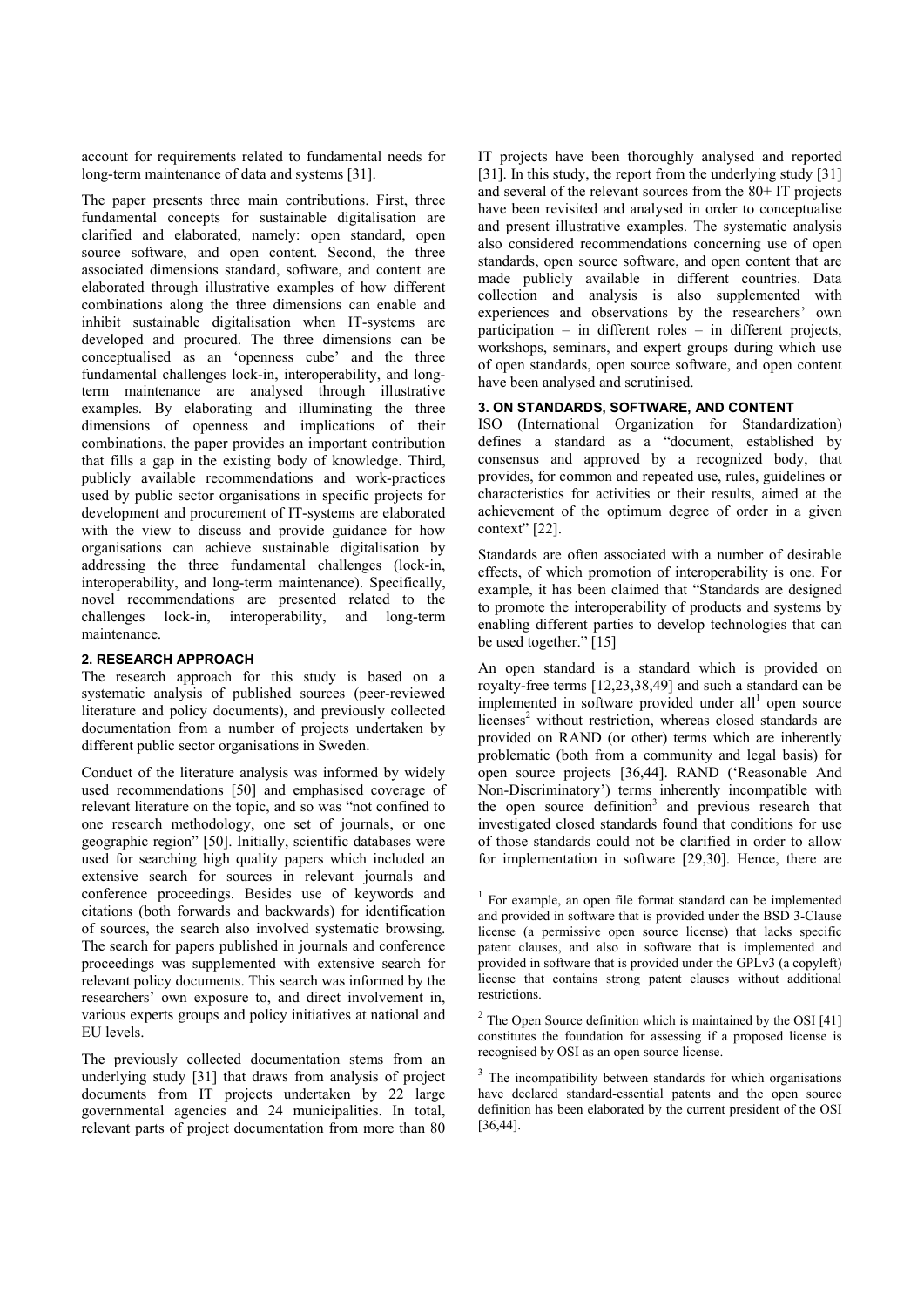account for requirements related to fundamental needs for long-term maintenance of data and systems [31].

The paper presents three main contributions. First, three fundamental concepts for sustainable digitalisation are clarified and elaborated, namely: open standard, open source software, and open content. Second, the three associated dimensions standard, software, and content are elaborated through illustrative examples of how different combinations along the three dimensions can enable and inhibit sustainable digitalisation when IT-systems are developed and procured. The three dimensions can be conceptualised as an 'openness cube' and the three fundamental challenges lock-in, interoperability, and long-term maintenance are analysed through illustrative examples. By elaborating and illuminating the three dimensions of openness and implications of their combinations, the paper provides an important contribution that fills a gap in the existing body of knowledge. Third, publicly available recommendations and work-practices used by public sector organisations in specific projects for development and procurement of IT-systems are elaborated with the view to discuss and provide guidance for how organisations can achieve sustainable digitalisation by addressing the three fundamental challenges (lock-in, interoperability, and long-term maintenance). Specifically, novel recommendations are presented related to the challenges lock-in, interoperability, and long-term maintenance.

## 2. RESEARCH APPROACH

The research approach for this study is based on a systematic analysis of published sources (peer-reviewed literature and policy documents), and previously collected documentation from a number of projects undertaken by different public sector organisations in Sweden.

Conduct of the literature analysis was informed by widely used recommendations [50] and emphasised coverage of relevant literature on the topic, and so was "not confined to one research methodology, one set of journals, or one geographic region" [50]. Initially, scientific databases were used for searching high quality papers which included an extensive search for sources in relevant journals and conference proceedings. Besides use of keywords and citations (both forwards and backwards) for identification of sources, the search also involved systematic browsing. The search for papers published in journals and conference proceedings was supplemented with extensive search for relevant policy documents. This search was informed by the researchers' own exposure to, and direct involvement in, various experts groups and policy initiatives at national and EU levels.

The previously collected documentation stems from an underlying study [31] that draws from analysis of project documents from IT projects undertaken by 22 large governmental agencies and 24 municipalities. In total, relevant parts of project documentation from more than 80 IT projects have been thoroughly analysed and reported [31]. In this study, the report from the underlying study [31] and several of the relevant sources from the 80+ IT projects have been revisited and analysed in order to conceptualise and present illustrative examples. The systematic analysis also considered recommendations concerning use of open standards, open source software, and open content that are made publicly available in different countries. Data collection and analysis is also supplemented with experiences and observations by the researchers' own participation – in different roles – in different projects, workshops, seminars, and expert groups during which use of open standards, open source software, and open content have been analysed and scrutinised.

## 3. ON STANDARDS, SOFTWARE, AND CONTENT

ISO (International Organization for Standardization) defines a standard as a "document, established by consensus and approved by a recognized body, that provides, for common and repeated use, rules, guidelines or characteristics for activities or their results, aimed at the achievement of the optimum degree of order in a given context" [22].

Standards are often associated with a number of desirable effects, of which promotion of interoperability is one. For example, it has been claimed that "Standards are designed to promote the interoperability of products and systems by enabling different parties to develop technologies that can be used together." [15]

An open standard is a standard which is provided on royalty-free terms [12,23,38,49] and such a standard can be implemented in software provided under all[1] open source licenses[2] without restriction, whereas closed standards are provided on RAND (or other) terms which are inherently problematic (both from a community and legal basis) for open source projects [36,44]. RAND ('Reasonable And Non-Discriminatory') terms inherently incompatible with the open source definition[3] and previous research that investigated closed standards found that conditions for use of those standards could not be clarified in order to allow for implementation in software [29,30]. Hence, there are

---

[1] For example, an open file format standard can be implemented and provided in software that is provided under the BSD 3-Clause license (a permissive open source license) that lacks specific patent clauses, and also in software that is implemented and provided in software that is provided under the GPLv3 (a copyleft) license that contains strong patent clauses without additional restrictions.

[2] The Open Source definition which is maintained by the OSI [41] constitutes the foundation for assessing if a proposed license is recognised by OSI as an open source license.

[3] The incompatibility between standards for which organisations have declared standard-essential patents and the open source definition has been elaborated by the current president of the OSI [36,44].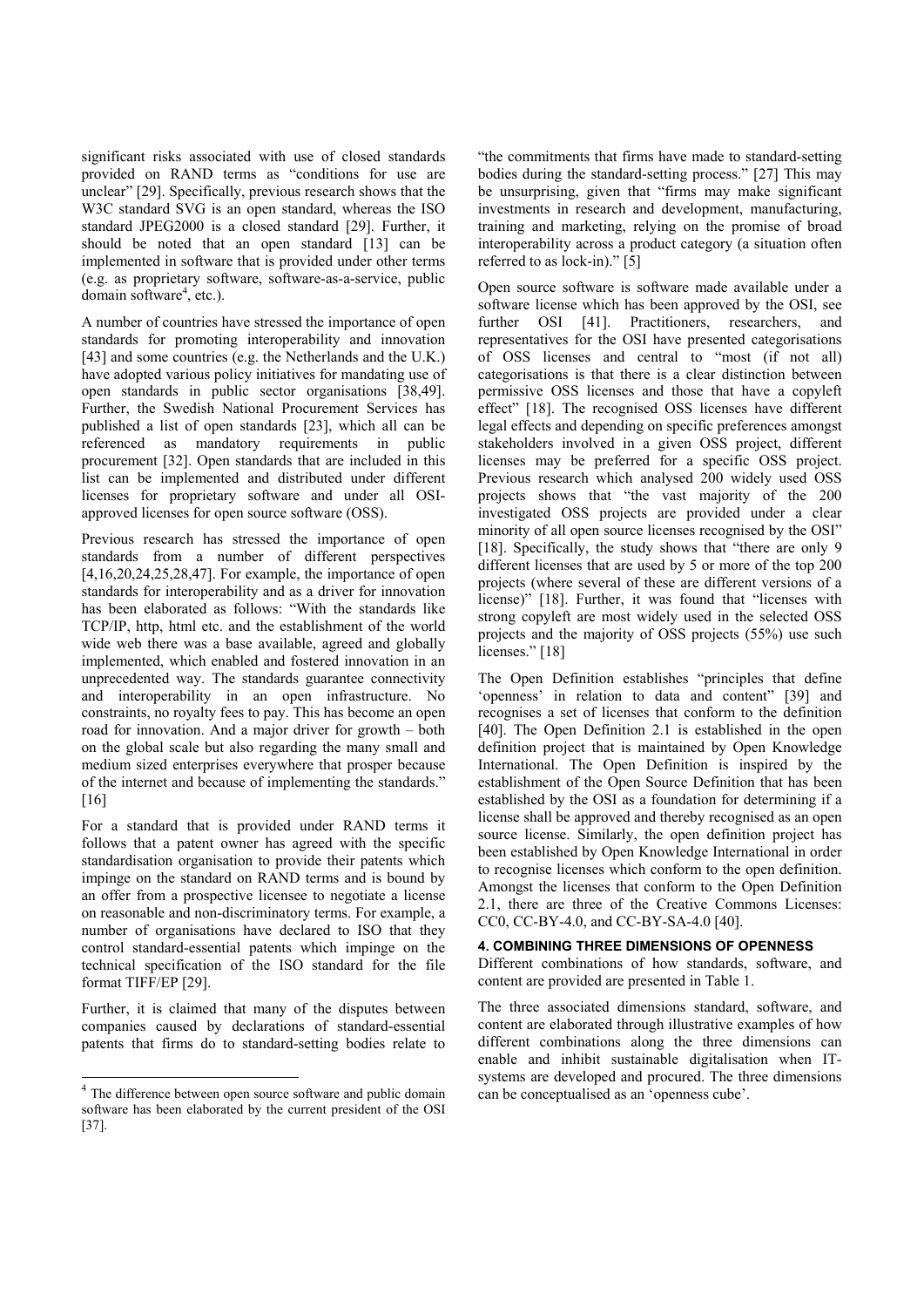significant risks associated with use of closed standards provided on RAND terms as "conditions for use are unclear" [29]. Specifically, previous research shows that the W3C standard SVG is an open standard, whereas the ISO standard JPEG2000 is a closed standard [29]. Further, it should be noted that an open standard [13] can be implemented in software that is provided under other terms (e.g. as proprietary software, software-as-a-service, public domain software[4], etc.).

A number of countries have stressed the importance of open standards for promoting interoperability and innovation [43] and some countries (e.g. the Netherlands and the U.K.) have adopted various policy initiatives for mandating use of open standards in public sector organisations [38,49]. Further, the Swedish National Procurement Services has published a list of open standards [23], which all can be referenced as mandatory requirements in public procurement [32]. Open standards that are included in this list can be implemented and distributed under different licenses for proprietary software and under all OSI-approved licenses for open source software (OSS).

Previous research has stressed the importance of open standards from a number of different perspectives [4,16,20,24,25,28,47]. For example, the importance of open standards for interoperability and as a driver for innovation has been elaborated as follows: "With the standards like TCP/IP, http, html etc. and the establishment of the world wide web there was a base available, agreed and globally implemented, which enabled and fostered innovation in an unprecedented way. The standards guarantee connectivity and interoperability in an open infrastructure. No constraints, no royalty fees to pay. This has become an open road for innovation. And a major driver for growth – both on the global scale but also regarding the many small and medium sized enterprises everywhere that prosper because of the internet and because of implementing the standards." [16]

For a standard that is provided under RAND terms it follows that a patent owner has agreed with the specific standardisation organisation to provide their patents which impinge on the standard on RAND terms and is bound by an offer from a prospective licensee to negotiate a license on reasonable and non-discriminatory terms. For example, a number of organisations have declared to ISO that they control standard-essential patents which impinge on the technical specification of the ISO standard for the file format TIFF/EP [29].

Further, it is claimed that many of the disputes between companies caused by declarations of standard-essential patents that firms do to standard-setting bodies relate to "the commitments that firms have made to standard-setting bodies during the standard-setting process." [27] This may be unsurprising, given that "firms may make significant investments in research and development, manufacturing, training and marketing, relying on the promise of broad interoperability across a product category (a situation often referred to as lock-in)." [5]

Open source software is software made available under a software license which has been approved by the OSI, see further OSI [41]. Practitioners, researchers, and representatives for the OSI have presented categorisations of OSS licenses and central to "most (if not all) categorisations is that there is a clear distinction between permissive OSS licenses and those that have a copyleft effect" [18]. The recognised OSS licenses have different legal effects and depending on specific preferences amongst stakeholders involved in a given OSS project, different licenses may be preferred for a specific OSS project. Previous research which analysed 200 widely used OSS projects shows that "the vast majority of the 200 investigated OSS projects are provided under a clear minority of all open source licenses recognised by the OSI" [18]. Specifically, the study shows that "there are only 9 different licenses that are used by 5 or more of the top 200 projects (where several of these are different versions of a license)" [18]. Further, it was found that "licenses with strong copyleft are most widely used in the selected OSS projects and the majority of OSS projects (55%) use such licenses." [18]

The Open Definition establishes "principles that define 'openness' in relation to data and content" [39] and recognises a set of licenses that conform to the definition [40]. The Open Definition 2.1 is established in the open definition project that is maintained by Open Knowledge International. The Open Definition is inspired by the establishment of the Open Source Definition that has been established by the OSI as a foundation for determining if a license shall be approved and thereby recognised as an open source license. Similarly, the open definition project has been established by Open Knowledge International in order to recognise licenses which conform to the open definition. Amongst the licenses that conform to the Open Definition 2.1, there are three of the Creative Commons Licenses: CC0, CC-BY-4.0, and CC-BY-SA-4.0 [40].

#### 4. COMBINING THREE DIMENSIONS OF OPENNESS

Different combinations of how standards, software, and content are provided are presented in Table 1.

The three associated dimensions standard, software, and content are elaborated through illustrative examples of how different combinations along the three dimensions can enable and inhibit sustainable digitalisation when IT-systems are developed and procured. The three dimensions can be conceptualised as an 'openness cube'.

[4] The difference between open source software and public domain software has been elaborated by the current president of the OSI [37].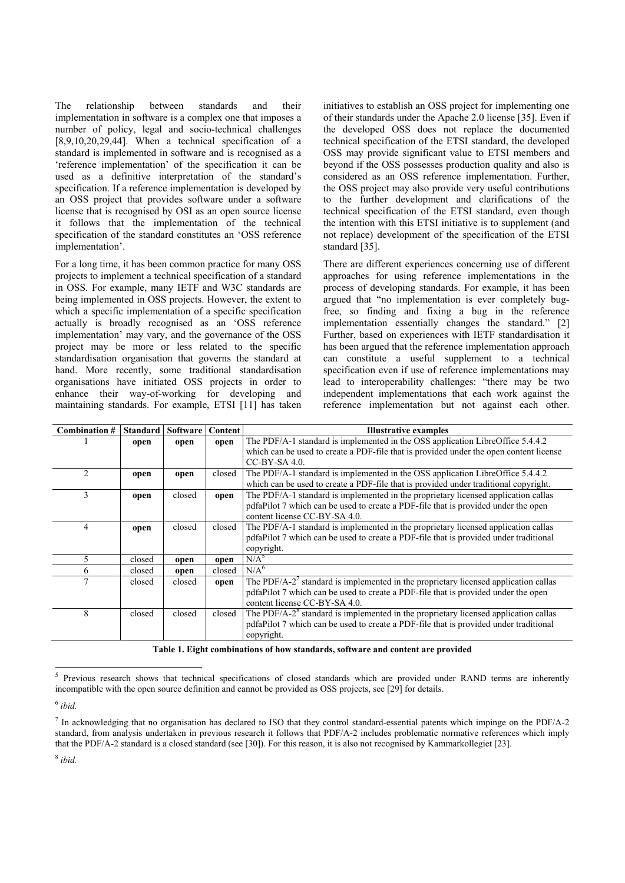The relationship between standards and their implementation in software is a complex one that imposes a number of policy, legal and socio-technical challenges [8,9,10,20,29,44]. When a technical specification of a standard is implemented in software and is recognised as a 'reference implementation' of the specification it can be used as a definitive interpretation of the standard's specification. If a reference implementation is developed by an OSS project that provides software under a software license that is recognised by OSI as an open source license it follows that the implementation of the technical specification of the standard constitutes an 'OSS reference implementation'.

For a long time, it has been common practice for many OSS projects to implement a technical specification of a standard in OSS. For example, many IETF and W3C standards are being implemented in OSS projects. However, the extent to which a specific implementation of a specific specification actually is broadly recognised as an 'OSS reference implementation' may vary, and the governance of the OSS project may be more or less related to the specific standardisation organisation that governs the standard at hand. More recently, some traditional standardisation organisations have initiated OSS projects in order to enhance their way-of-working for developing and maintaining standards. For example, ETSI [11] has taken initiatives to establish an OSS project for implementing one of their standards under the Apache 2.0 license [35]. Even if the developed OSS does not replace the documented technical specification of the ETSI standard, the developed OSS may provide significant value to ETSI members and beyond if the OSS possesses production quality and also is considered as an OSS reference implementation. Further, the OSS project may also provide very useful contributions to the further development and clarifications of the technical specification of the ETSI standard, even though the intention with this ETSI initiative is to supplement (and not replace) development of the specification of the ETSI standard [35].

There are different experiences concerning use of different approaches for using reference implementations in the process of developing standards. For example, it has been argued that "no implementation is ever completely bug-free, so finding and fixing a bug in the reference implementation essentially changes the standard." [2] Further, based on experiences with IETF standardisation it has been argued that the reference implementation approach can constitute a useful supplement to a technical specification even if use of reference implementations may lead to interoperability challenges: "there may be two independent implementations that each work against the reference implementation but not against each other.

| Combination # | Standard | Software | Content | Illustrative examples |
|---|---|---|---|---|
| 1 | **open** | **open** | **open** | The PDF/A-1 standard is implemented in the OSS application LibreOffice 5.4.4.2 which can be used to create a PDF-file that is provided under the open content license CC-BY-SA 4.0. |
| 2 | **open** | **open** | closed | The PDF/A-1 standard is implemented in the OSS application LibreOffice 5.4.4.2 which can be used to create a PDF-file that is provided under traditional copyright. |
| 3 | **open** | closed | **open** | The PDF/A-1 standard is implemented in the proprietary licensed application callas pdfaPilot 7 which can be used to create a PDF-file that is provided under the open content license CC-BY-SA 4.0. |
| 4 | **open** | closed | closed | The PDF/A-1 standard is implemented in the proprietary licensed application callas pdfaPilot 7 which can be used to create a PDF-file that is provided under traditional copyright. |
| 5 | closed | **open** | **open** | N/A [5] |
| 6 | closed | **open** | closed | N/A [6] |
| 7 | closed | closed | **open** | The PDF/A-2 [7] standard is implemented in the proprietary licensed application callas pdfaPilot 7 which can be used to create a PDF-file that is provided under the open content license CC-BY-SA 4.0. |
| 8 | closed | closed | closed | The PDF/A-2 [8] standard is implemented in the proprietary licensed application callas pdfaPilot 7 which can be used to create a PDF-file that is provided under traditional copyright. |

**Table 1. Eight combinations of how standards, software and content are provided**

[5] Previous research shows that technical specifications of closed standards which are provided under RAND terms are inherently incompatible with the open source definition and cannot be provided as OSS projects, see [29] for details.

[6] *ibid.*

[7] In acknowledging that no organisation has declared to ISO that they control standard-essential patents which impinge on the PDF/A-2 standard, from analysis undertaken in previous research it follows that PDF/A-2 includes problematic normative references which imply that the PDF/A-2 standard is a closed standard (see [30]). For this reason, it is also not recognised by Kammarkollegiet [23].

[8] *ibid.*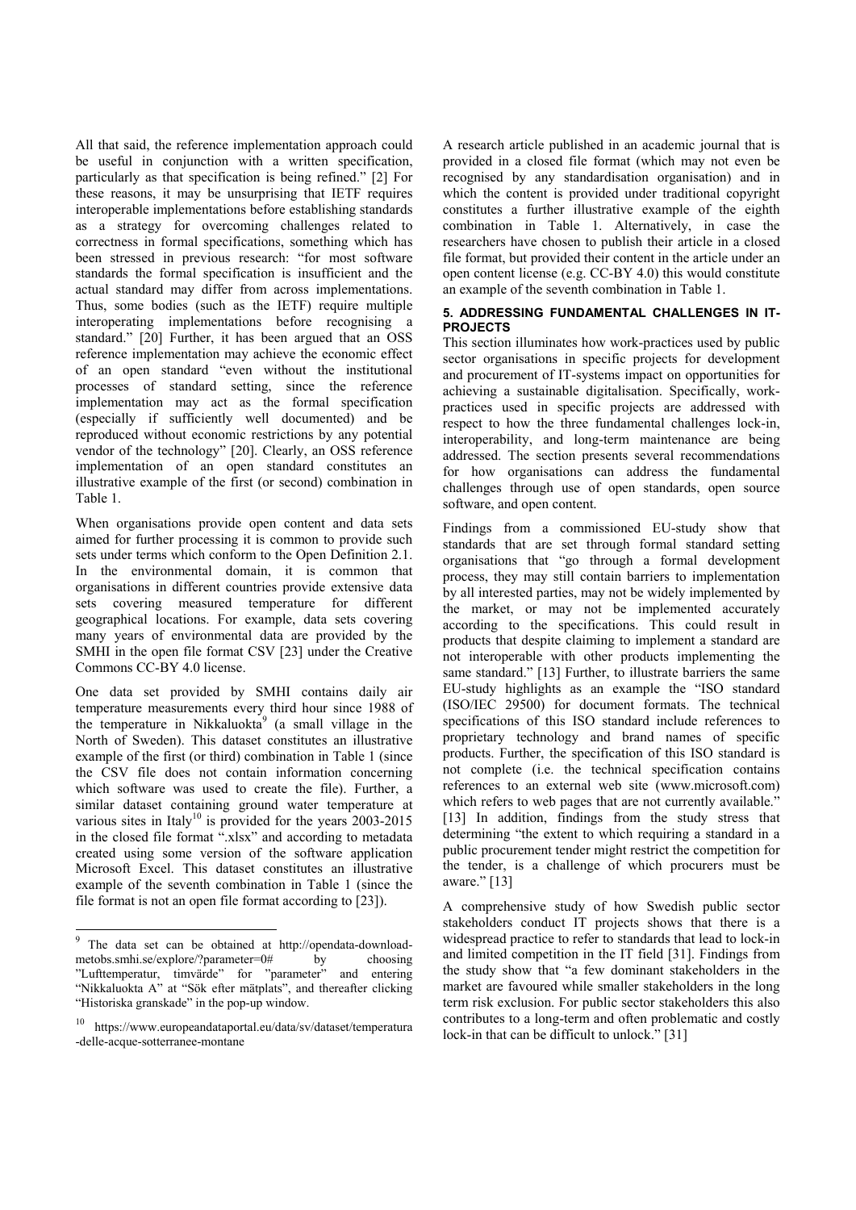All that said, the reference implementation approach could be useful in conjunction with a written specification, particularly as that specification is being refined." [2] For these reasons, it may be unsurprising that IETF requires interoperable implementations before establishing standards as a strategy for overcoming challenges related to correctness in formal specifications, something which has been stressed in previous research: "for most software standards the formal specification is insufficient and the actual standard may differ from across implementations. Thus, some bodies (such as the IETF) require multiple interoperating implementations before recognising a standard." [20] Further, it has been argued that an OSS reference implementation may achieve the economic effect of an open standard "even without the institutional processes of standard setting, since the reference implementation may act as the formal specification (especially if sufficiently well documented) and be reproduced without economic restrictions by any potential vendor of the technology" [20]. Clearly, an OSS reference implementation of an open standard constitutes an illustrative example of the first (or second) combination in Table 1.

When organisations provide open content and data sets aimed for further processing it is common to provide such sets under terms which conform to the Open Definition 2.1. In the environmental domain, it is common that organisations in different countries provide extensive data sets covering measured temperature for different geographical locations. For example, data sets covering many years of environmental data are provided by the SMHI in the open file format CSV [23] under the Creative Commons CC-BY 4.0 license.

One data set provided by SMHI contains daily air temperature measurements every third hour since 1988 of the temperature in Nikkaluokta[9] (a small village in the North of Sweden). This dataset constitutes an illustrative example of the first (or third) combination in Table 1 (since the CSV file does not contain information concerning which software was used to create the file). Further, a similar dataset containing ground water temperature at various sites in Italy[10] is provided for the years 2003-2015 in the closed file format ".xlsx" and according to metadata created using some version of the software application Microsoft Excel. This dataset constitutes an illustrative example of the seventh combination in Table 1 (since the file format is not an open file format according to [23]).

A research article published in an academic journal that is provided in a closed file format (which may not even be recognised by any standardisation organisation) and in which the content is provided under traditional copyright constitutes a further illustrative example of the eighth combination in Table 1. Alternatively, in case the researchers have chosen to publish their article in a closed file format, but provided their content in the article under an open content license (e.g. CC-BY 4.0) this would constitute an example of the seventh combination in Table 1.

## 5. ADDRESSING FUNDAMENTAL CHALLENGES IN IT-PROJECTS

This section illuminates how work-practices used by public sector organisations in specific projects for development and procurement of IT-systems impact on opportunities for achieving a sustainable digitalisation. Specifically, work-practices used in specific projects are addressed with respect to how the three fundamental challenges lock-in, interoperability, and long-term maintenance are being addressed. The section presents several recommendations for how organisations can address the fundamental challenges through use of open standards, open source software, and open content.

Findings from a commissioned EU-study show that standards that are set through formal standard setting organisations that "go through a formal development process, they may still contain barriers to implementation by all interested parties, may not be widely implemented by the market, or may not be implemented accurately according to the specifications. This could result in products that despite claiming to implement a standard are not interoperable with other products implementing the same standard." [13] Further, to illustrate barriers the same EU-study highlights as an example the "ISO standard (ISO/IEC 29500) for document formats. The technical specifications of this ISO standard include references to proprietary technology and brand names of specific products. Further, the specification of this ISO standard is not complete (i.e. the technical specification contains references to an external web site (www.microsoft.com) which refers to web pages that are not currently available." [13] In addition, findings from the study stress that determining "the extent to which requiring a standard in a public procurement tender might restrict the competition for the tender, is a challenge of which procurers must be aware." [13]

A comprehensive study of how Swedish public sector stakeholders conduct IT projects shows that there is a widespread practice to refer to standards that lead to lock-in and limited competition in the IT field [31]. Findings from the study show that "a few dominant stakeholders in the market are favoured while smaller stakeholders in the long term risk exclusion. For public sector stakeholders this also contributes to a long-term and often problematic and costly lock-in that can be difficult to unlock." [31]

---

[9] The data set can be obtained at http://opendata-download-metobs.smhi.se/explore/?parameter=0# by choosing "Lufttemperatur, timvärde" for "parameter" and entering "Nikkaluokta A" at "Sök efter mätplats", and thereafter clicking "Historiska granskade" in the pop-up window.

[10] https://www.europeandataportal.eu/data/sv/dataset/temperatura-delle-acque-sotterranee-montane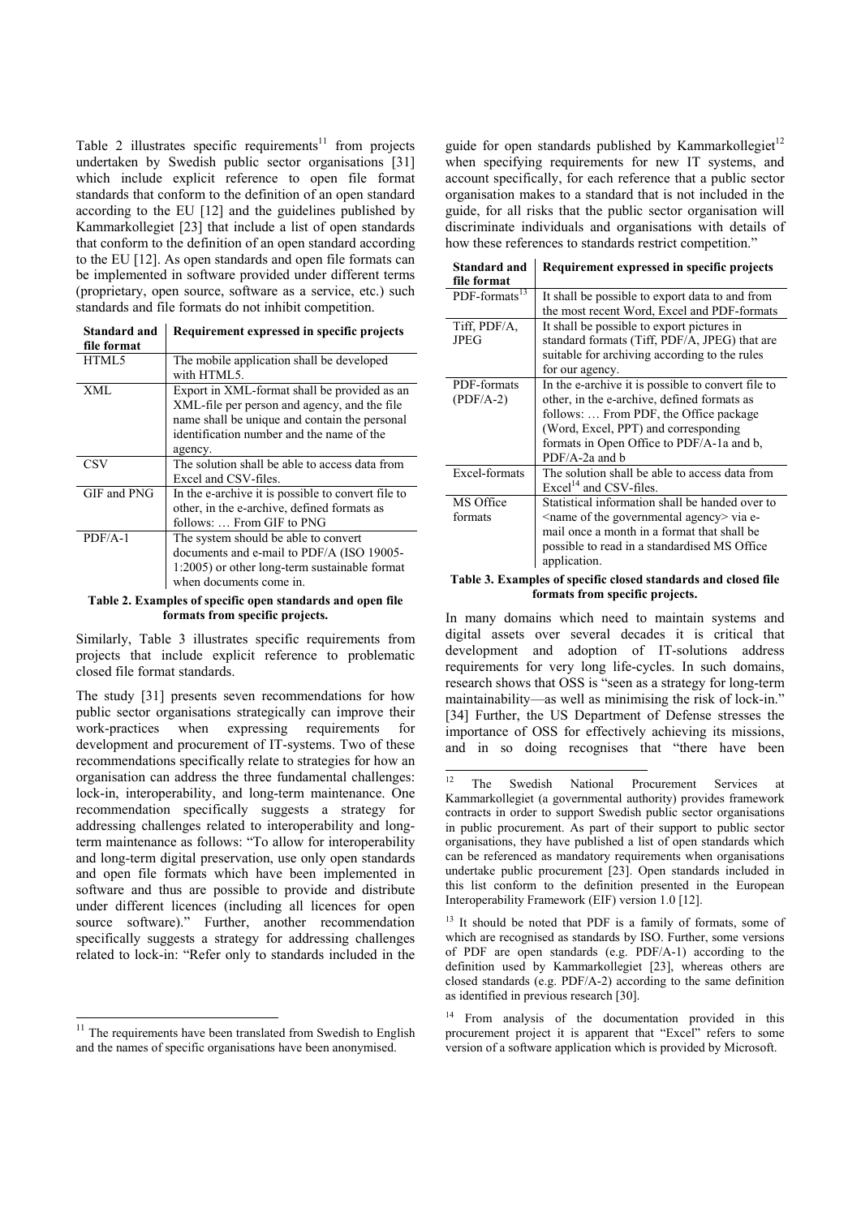Table 2 illustrates specific requirements[11] from projects undertaken by Swedish public sector organisations [31] which include explicit reference to open file format standards that conform to the definition of an open standard according to the EU [12] and the guidelines published by Kammarkollegiet [23] that include a list of open standards that conform to the definition of an open standard according to the EU [12]. As open standards and open file formats can be implemented in software provided under different terms (proprietary, open source, software as a service, etc.) such standards and file formats do not inhibit competition.

| Standard and file format | Requirement expressed in specific projects |
|---|---|
| HTML5 | The mobile application shall be developed with HTML5. |
| XML | Export in XML-format shall be provided as an XML-file per person and agency, and the file name shall be unique and contain the personal identification number and the name of the agency. |
| CSV | The solution shall be able to access data from Excel and CSV-files. |
| GIF and PNG | In the e-archive it is possible to convert file to other, in the e-archive, defined formats as follows: … From GIF to PNG |
| PDF/A-1 | The system should be able to convert documents and e-mail to PDF/A (ISO 19005-1:2005) or other long-term sustainable format when documents come in. |

**Table 2. Examples of specific open standards and open file formats from specific projects.**

Similarly, Table 3 illustrates specific requirements from projects that include explicit reference to problematic closed file format standards.

The study [31] presents seven recommendations for how public sector organisations strategically can improve their work-practices when expressing requirements for development and procurement of IT-systems. Two of these recommendations specifically relate to strategies for how an organisation can address the three fundamental challenges: lock-in, interoperability, and long-term maintenance. One recommendation specifically suggests a strategy for addressing challenges related to interoperability and long-term maintenance as follows: "To allow for interoperability and long-term digital preservation, use only open standards and open file formats which have been implemented in software and thus are possible to provide and distribute under different licences (including all licences for open source software)." Further, another recommendation specifically suggests a strategy for addressing challenges related to lock-in: "Refer only to standards included in the guide for open standards published by Kammarkollegiet[12] when specifying requirements for new IT systems, and account specifically, for each reference that a public sector organisation makes to a standard that is not included in the guide, for all risks that the public sector organisation will discriminate individuals and organisations with details of how these references to standards restrict competition."

| Standard and file format | Requirement expressed in specific projects |
|---|---|
| PDF-formats[13] | It shall be possible to export data to and from the most recent Word, Excel and PDF-formats |
| Tiff, PDF/A, JPEG | It shall be possible to export pictures in standard formats (Tiff, PDF/A, JPEG) that are suitable for archiving according to the rules for our agency. |
| PDF-formats (PDF/A-2) | In the e-archive it is possible to convert file to other, in the e-archive, defined formats as follows: … From PDF, the Office package (Word, Excel, PPT) and corresponding formats in Open Office to PDF/A-1a and b, PDF/A-2a and b |
| Excel-formats | The solution shall be able to access data from Excel[14] and CSV-files. |
| MS Office formats | Statistical information shall be handed over to <name of the governmental agency> via e-mail once a month in a format that shall be possible to read in a standardised MS Office application. |

**Table 3. Examples of specific closed standards and closed file formats from specific projects.**

In many domains which need to maintain systems and digital assets over several decades it is critical that development and adoption of IT-solutions address requirements for very long life-cycles. In such domains, research shows that OSS is "seen as a strategy for long-term maintainability—as well as minimising the risk of lock-in." [34] Further, the US Department of Defense stresses the importance of OSS for effectively achieving its missions, and in so doing recognises that "there have been

[11] The requirements have been translated from Swedish to English and the names of specific organisations have been anonymised.

[12] The Swedish National Procurement Services at Kammarkollegiet (a governmental authority) provides framework contracts in order to support Swedish public sector organisations in public procurement. As part of their support to public sector organisations, they have published a list of open standards which can be referenced as mandatory requirements when organisations undertake public procurement [23]. Open standards included in this list conform to the definition presented in the European Interoperability Framework (EIF) version 1.0 [12].

[13] It should be noted that PDF is a family of formats, some of which are recognised as standards by ISO. Further, some versions of PDF are open standards (e.g. PDF/A-1) according to the definition used by Kammarkollegiet [23], whereas others are closed standards (e.g. PDF/A-2) according to the same definition as identified in previous research [30].

[14] From analysis of the documentation provided in this procurement project it is apparent that "Excel" refers to some version of a software application which is provided by Microsoft.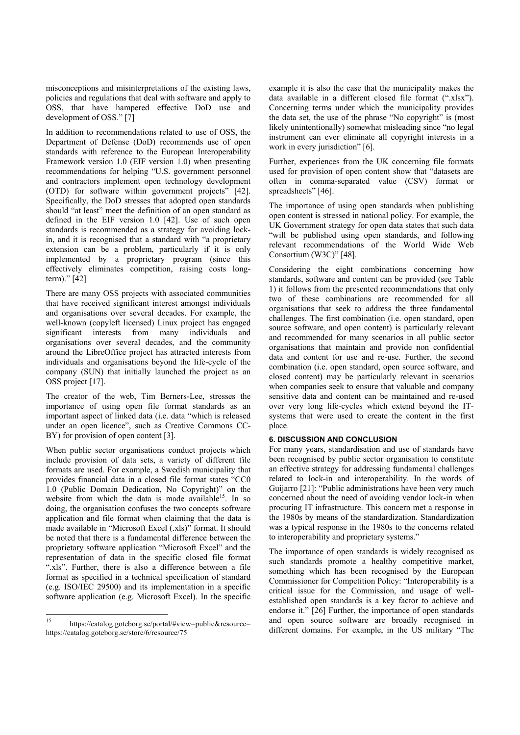misconceptions and misinterpretations of the existing laws, policies and regulations that deal with software and apply to OSS, that have hampered effective DoD use and development of OSS." [7]

In addition to recommendations related to use of OSS, the Department of Defense (DoD) recommends use of open standards with reference to the European Interoperability Framework version 1.0 (EIF version 1.0) when presenting recommendations for helping "U.S. government personnel and contractors implement open technology development (OTD) for software within government projects" [42]. Specifically, the DoD stresses that adopted open standards should "at least" meet the definition of an open standard as defined in the EIF version 1.0 [42]. Use of such open standards is recommended as a strategy for avoiding lock-in, and it is recognised that a standard with "a proprietary extension can be a problem, particularly if it is only implemented by a proprietary program (since this effectively eliminates competition, raising costs long-term)." [42]

There are many OSS projects with associated communities that have received significant interest amongst individuals and organisations over several decades. For example, the well-known (copyleft licensed) Linux project has engaged significant interests from many individuals and organisations over several decades, and the community around the LibreOffice project has attracted interests from individuals and organisations beyond the life-cycle of the company (SUN) that initially launched the project as an OSS project [17].

The creator of the web, Tim Berners-Lee, stresses the importance of using open file format standards as an important aspect of linked data (i.e. data "which is released under an open licence", such as Creative Commons CC-BY) for provision of open content [3].

When public sector organisations conduct projects which include provision of data sets, a variety of different file formats are used. For example, a Swedish municipality that provides financial data in a closed file format states "CC0 1.0 (Public Domain Dedication, No Copyright)" on the website from which the data is made available[15]. In so doing, the organisation confuses the two concepts software application and file format when claiming that the data is made available in "Microsoft Excel (.xls)" format. It should be noted that there is a fundamental difference between the proprietary software application "Microsoft Excel" and the representation of data in the specific closed file format ".xls". Further, there is also a difference between a file format as specified in a technical specification of standard (e.g. ISO/IEC 29500) and its implementation in a specific software application (e.g. Microsoft Excel). In the specific example it is also the case that the municipality makes the data available in a different closed file format (".xlsx"). Concerning terms under which the municipality provides the data set, the use of the phrase "No copyright" is (most likely unintentionally) somewhat misleading since "no legal instrument can ever eliminate all copyright interests in a work in every jurisdiction" [6].

Further, experiences from the UK concerning file formats used for provision of open content show that "datasets are often in comma-separated value (CSV) format or spreadsheets" [46].

The importance of using open standards when publishing open content is stressed in national policy. For example, the UK Government strategy for open data states that such data "will be published using open standards, and following relevant recommendations of the World Wide Web Consortium (W3C)" [48].

Considering the eight combinations concerning how standards, software and content can be provided (see Table 1) it follows from the presented recommendations that only two of these combinations are recommended for all organisations that seek to address the three fundamental challenges. The first combination (i.e. open standard, open source software, and open content) is particularly relevant and recommended for many scenarios in all public sector organisations that maintain and provide non confidential data and content for use and re-use. Further, the second combination (i.e. open standard, open source software, and closed content) may be particularly relevant in scenarios when companies seek to ensure that valuable and company sensitive data and content can be maintained and re-used over very long life-cycles which extend beyond the IT-systems that were used to create the content in the first place.

## 6. DISCUSSION AND CONCLUSION

For many years, standardisation and use of standards have been recognised by public sector organisation to constitute an effective strategy for addressing fundamental challenges related to lock-in and interoperability. In the words of Guijarro [21]: "Public administrations have been very much concerned about the need of avoiding vendor lock-in when procuring IT infrastructure. This concern met a response in the 1980s by means of the standardization. Standardization was a typical response in the 1980s to the concerns related to interoperability and proprietary systems."

The importance of open standards is widely recognised as such standards promote a healthy competitive market, something which has been recognised by the European Commissioner for Competition Policy: "Interoperability is a critical issue for the Commission, and usage of well-established open standards is a key factor to achieve and endorse it." [26] Further, the importance of open standards and open source software are broadly recognised in different domains. For example, in the US military "The

[15] https://catalog.goteborg.se/portal/#view=public&resource=https://catalog.goteborg.se/store/6/resource/75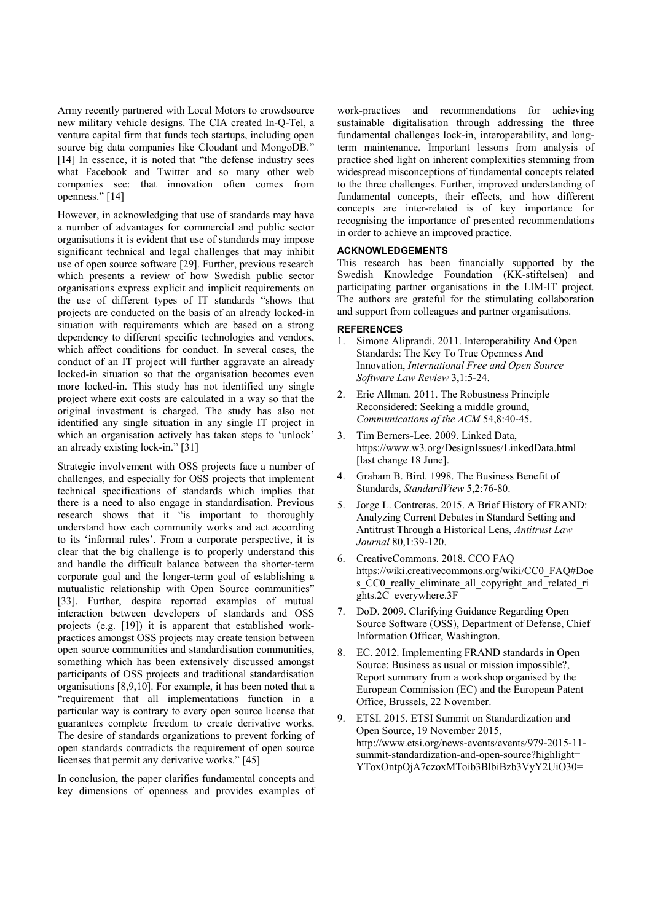Army recently partnered with Local Motors to crowdsource new military vehicle designs. The CIA created In-Q-Tel, a venture capital firm that funds tech startups, including open source big data companies like Cloudant and MongoDB." [14] In essence, it is noted that "the defense industry sees what Facebook and Twitter and so many other web companies see: that innovation often comes from openness." [14]

However, in acknowledging that use of standards may have a number of advantages for commercial and public sector organisations it is evident that use of standards may impose significant technical and legal challenges that may inhibit use of open source software [29]. Further, previous research which presents a review of how Swedish public sector organisations express explicit and implicit requirements on the use of different types of IT standards "shows that projects are conducted on the basis of an already locked-in situation with requirements which are based on a strong dependency to different specific technologies and vendors, which affect conditions for conduct. In several cases, the conduct of an IT project will further aggravate an already locked-in situation so that the organisation becomes even more locked-in. This study has not identified any single project where exit costs are calculated in a way so that the original investment is charged. The study has also not identified any single situation in any single IT project in which an organisation actively has taken steps to 'unlock' an already existing lock-in." [31]

Strategic involvement with OSS projects face a number of challenges, and especially for OSS projects that implement technical specifications of standards which implies that there is a need to also engage in standardisation. Previous research shows that it "is important to thoroughly understand how each community works and act according to its 'informal rules'. From a corporate perspective, it is clear that the big challenge is to properly understand this and handle the difficult balance between the shorter-term corporate goal and the longer-term goal of establishing a mutualistic relationship with Open Source communities" [33]. Further, despite reported examples of mutual interaction between developers of standards and OSS projects (e.g. [19]) it is apparent that established work-practices amongst OSS projects may create tension between open source communities and standardisation communities, something which has been extensively discussed amongst participants of OSS projects and traditional standardisation organisations [8,9,10]. For example, it has been noted that a "requirement that all implementations function in a particular way is contrary to every open source license that guarantees complete freedom to create derivative works. The desire of standards organizations to prevent forking of open standards contradicts the requirement of open source licenses that permit any derivative works." [45]

In conclusion, the paper clarifies fundamental concepts and key dimensions of openness and provides examples of work-practices and recommendations for achieving sustainable digitalisation through addressing the three fundamental challenges lock-in, interoperability, and long-term maintenance. Important lessons from analysis of practice shed light on inherent complexities stemming from widespread misconceptions of fundamental concepts related to the three challenges. Further, improved understanding of fundamental concepts, their effects, and how different concepts are inter-related is of key importance for recognising the importance of presented recommendations in order to achieve an improved practice.

## ACKNOWLEDGEMENTS

This research has been financially supported by the Swedish Knowledge Foundation (KK-stiftelsen) and participating partner organisations in the LIM-IT project. The authors are grateful for the stimulating collaboration and support from colleagues and partner organisations.

## REFERENCES

1. Simone Aliprandi. 2011. Interoperability And Open Standards: The Key To True Openness And Innovation, *International Free and Open Source Software Law Review* 3,1:5-24.
2. Eric Allman. 2011. The Robustness Principle Reconsidered: Seeking a middle ground, *Communications of the ACM* 54,8:40-45.
3. Tim Berners-Lee. 2009. Linked Data, https://www.w3.org/DesignIssues/LinkedData.html [last change 18 June].
4. Graham B. Bird. 1998. The Business Benefit of Standards, *StandardView* 5,2:76-80.
5. Jorge L. Contreras. 2015. A Brief History of FRAND: Analyzing Current Debates in Standard Setting and Antitrust Through a Historical Lens, *Antitrust Law Journal* 80,1:39-120.
6. CreativeCommons. 2018. CCO FAQ https://wiki.creativecommons.org/wiki/CC0_FAQ#Does_CC0_really_eliminate_all_copyright_and_related_rights.2C_everywhere.3F
7. DoD. 2009. Clarifying Guidance Regarding Open Source Software (OSS), Department of Defense, Chief Information Officer, Washington.
8. EC. 2012. Implementing FRAND standards in Open Source: Business as usual or mission impossible?, Report summary from a workshop organised by the European Commission (EC) and the European Patent Office, Brussels, 22 November.
9. ETSI. 2015. ETSI Summit on Standardization and Open Source, 19 November 2015, http://www.etsi.org/news-events/events/979-2015-11-summit-standardization-and-open-source?highlight=YToxOntpOjA7czoxMToib3BlbiBzb3VyY2UiO30=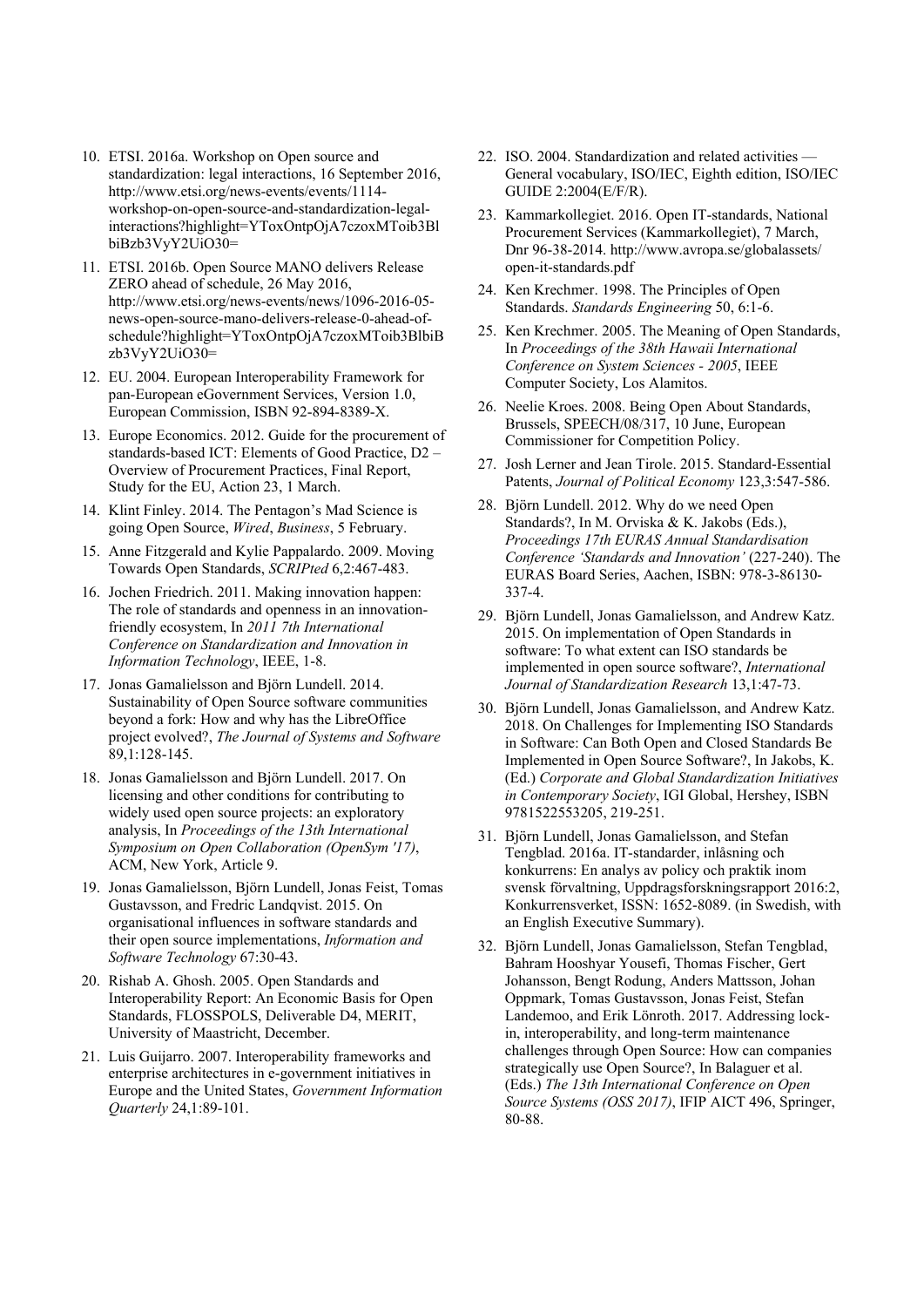10. ETSI. 2016a. Workshop on Open source and standardization: legal interactions, 16 September 2016, http://www.etsi.org/news-events/events/1114-workshop-on-open-source-and-standardization-legal-interactions?highlight=YToxOntpOjA7czoxMToib3BlbiBzb3VyY2UiO30=

11. ETSI. 2016b. Open Source MANO delivers Release ZERO ahead of schedule, 26 May 2016, http://www.etsi.org/news-events/news/1096-2016-05-news-open-source-mano-delivers-release-0-ahead-of-schedule?highlight=YToxOntpOjA7czoxMToib3BlbiBzb3VyY2UiO30=

12. EU. 2004. European Interoperability Framework for pan-European eGovernment Services, Version 1.0, European Commission, ISBN 92-894-8389-X.

13. Europe Economics. 2012. Guide for the procurement of standards-based ICT: Elements of Good Practice, D2 – Overview of Procurement Practices, Final Report, Study for the EU, Action 23, 1 March.

14. Klint Finley. 2014. The Pentagon's Mad Science is going Open Source, *Wired*, *Business*, 5 February.

15. Anne Fitzgerald and Kylie Pappalardo. 2009. Moving Towards Open Standards, *SCRIPted* 6,2:467-483.

16. Jochen Friedrich. 2011. Making innovation happen: The role of standards and openness in an innovation-friendly ecosystem, In *2011 7th International Conference on Standardization and Innovation in Information Technology*, IEEE, 1-8.

17. Jonas Gamalielsson and Björn Lundell. 2014. Sustainability of Open Source software communities beyond a fork: How and why has the LibreOffice project evolved?, *The Journal of Systems and Software* 89,1:128-145.

18. Jonas Gamalielsson and Björn Lundell. 2017. On licensing and other conditions for contributing to widely used open source projects: an exploratory analysis, In *Proceedings of the 13th International Symposium on Open Collaboration (OpenSym '17)*, ACM, New York, Article 9.

19. Jonas Gamalielsson, Björn Lundell, Jonas Feist, Tomas Gustavsson, and Fredric Landqvist. 2015. On organisational influences in software standards and their open source implementations, *Information and Software Technology* 67:30-43.

20. Rishab A. Ghosh. 2005. Open Standards and Interoperability Report: An Economic Basis for Open Standards, FLOSSPOLS, Deliverable D4, MERIT, University of Maastricht, December.

21. Luis Guijarro. 2007. Interoperability frameworks and enterprise architectures in e-government initiatives in Europe and the United States, *Government Information Quarterly* 24,1:89-101.

22. ISO. 2004. Standardization and related activities — General vocabulary, ISO/IEC, Eighth edition, ISO/IEC GUIDE 2:2004(E/F/R).

23. Kammarkollegiet. 2016. Open IT-standards, National Procurement Services (Kammarkollegiet), 7 March, Dnr 96-38-2014. http://www.avropa.se/globalassets/open-it-standards.pdf

24. Ken Krechmer. 1998. The Principles of Open Standards. *Standards Engineering* 50, 6:1-6.

25. Ken Krechmer. 2005. The Meaning of Open Standards, In *Proceedings of the 38th Hawaii International Conference on System Sciences - 2005*, IEEE Computer Society, Los Alamitos.

26. Neelie Kroes. 2008. Being Open About Standards, Brussels, SPEECH/08/317, 10 June, European Commissioner for Competition Policy.

27. Josh Lerner and Jean Tirole. 2015. Standard-Essential Patents, *Journal of Political Economy* 123,3:547-586.

28. Björn Lundell. 2012. Why do we need Open Standards?, In M. Orviska & K. Jakobs (Eds.), *Proceedings 17th EURAS Annual Standardisation Conference 'Standards and Innovation'* (227-240). The EURAS Board Series, Aachen, ISBN: 978-3-86130-337-4.

29. Björn Lundell, Jonas Gamalielsson, and Andrew Katz. 2015. On implementation of Open Standards in software: To what extent can ISO standards be implemented in open source software?, *International Journal of Standardization Research* 13,1:47-73.

30. Björn Lundell, Jonas Gamalielsson, and Andrew Katz. 2018. On Challenges for Implementing ISO Standards in Software: Can Both Open and Closed Standards Be Implemented in Open Source Software?, In Jakobs, K. (Ed.) *Corporate and Global Standardization Initiatives in Contemporary Society*, IGI Global, Hershey, ISBN 9781522553205, 219-251.

31. Björn Lundell, Jonas Gamalielsson, and Stefan Tengblad. 2016a. IT-standarder, inlåsning och konkurrens: En analys av policy och praktik inom svensk förvaltning, Uppdragsforskningsrapport 2016:2, Konkurrensverket, ISSN: 1652-8089. (in Swedish, with an English Executive Summary).

32. Björn Lundell, Jonas Gamalielsson, Stefan Tengblad, Bahram Hooshyar Yousefi, Thomas Fischer, Gert Johansson, Bengt Rodung, Anders Mattsson, Johan Oppmark, Tomas Gustavsson, Jonas Feist, Stefan Landemoo, and Erik Lönroth. 2017. Addressing lock-in, interoperability, and long-term maintenance challenges through Open Source: How can companies strategically use Open Source?, In Balaguer et al. (Eds.) *The 13th International Conference on Open Source Systems (OSS 2017)*, IFIP AICT 496, Springer, 80-88.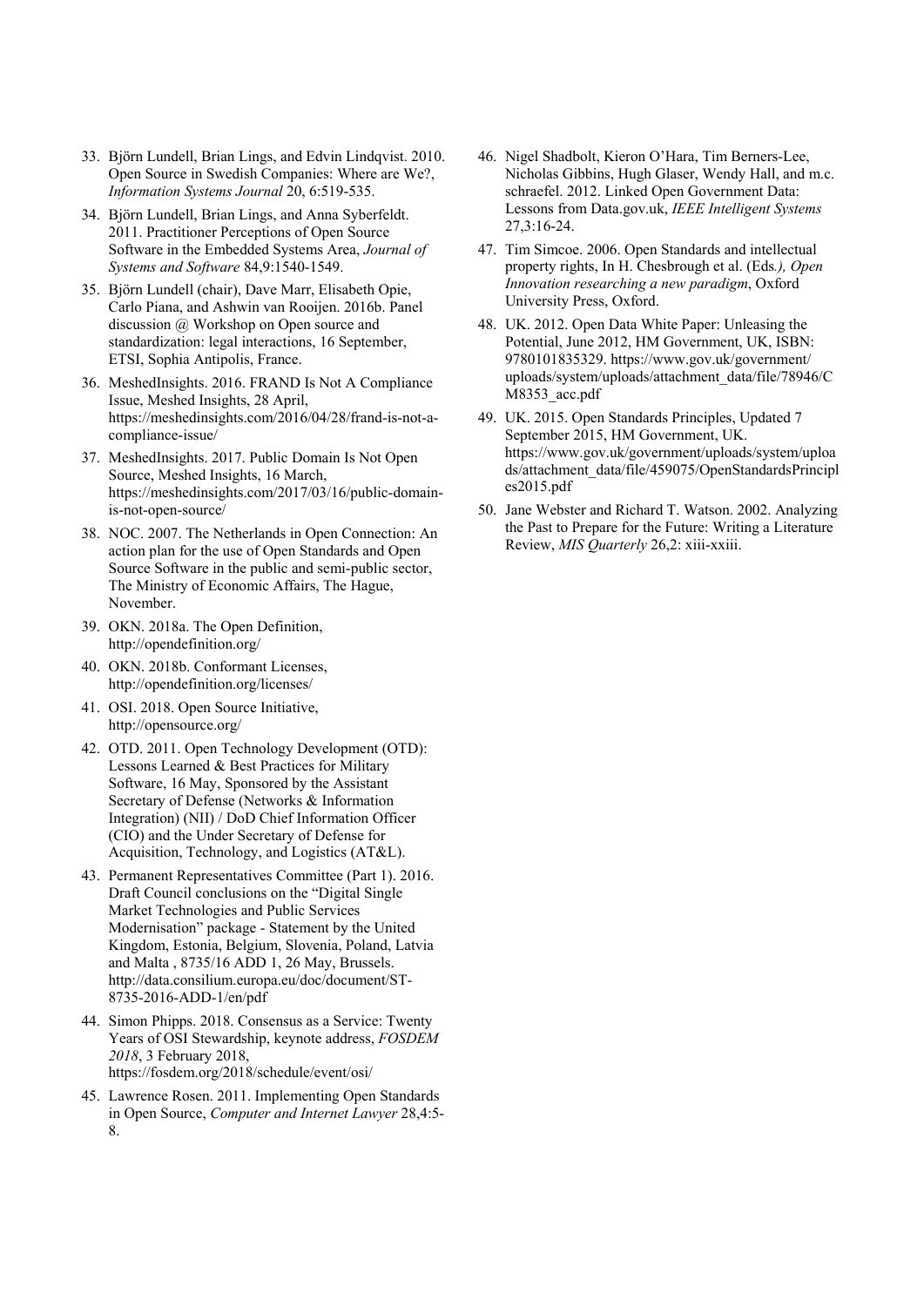33. Björn Lundell, Brian Lings, and Edvin Lindqvist. 2010. Open Source in Swedish Companies: Where are We?, *Information Systems Journal* 20, 6:519-535.
34. Björn Lundell, Brian Lings, and Anna Syberfeldt. 2011. Practitioner Perceptions of Open Source Software in the Embedded Systems Area, *Journal of Systems and Software* 84,9:1540-1549.
35. Björn Lundell (chair), Dave Marr, Elisabeth Opie, Carlo Piana, and Ashwin van Rooijen. 2016b. Panel discussion @ Workshop on Open source and standardization: legal interactions, 16 September, ETSI, Sophia Antipolis, France.
36. MeshedInsights. 2016. FRAND Is Not A Compliance Issue, Meshed Insights, 28 April, https://meshedinsights.com/2016/04/28/frand-is-not-a-compliance-issue/
37. MeshedInsights. 2017. Public Domain Is Not Open Source, Meshed Insights, 16 March, https://meshedinsights.com/2017/03/16/public-domain-is-not-open-source/
38. NOC. 2007. The Netherlands in Open Connection: An action plan for the use of Open Standards and Open Source Software in the public and semi-public sector, The Ministry of Economic Affairs, The Hague, November.
39. OKN. 2018a. The Open Definition, http://opendefinition.org/
40. OKN. 2018b. Conformant Licenses, http://opendefinition.org/licenses/
41. OSI. 2018. Open Source Initiative, http://opensource.org/
42. OTD. 2011. Open Technology Development (OTD): Lessons Learned & Best Practices for Military Software, 16 May, Sponsored by the Assistant Secretary of Defense (Networks & Information Integration) (NII) / DoD Chief Information Officer (CIO) and the Under Secretary of Defense for Acquisition, Technology, and Logistics (AT&L).
43. Permanent Representatives Committee (Part 1). 2016. Draft Council conclusions on the "Digital Single Market Technologies and Public Services Modernisation" package - Statement by the United Kingdom, Estonia, Belgium, Slovenia, Poland, Latvia and Malta , 8735/16 ADD 1, 26 May, Brussels. http://data.consilium.europa.eu/doc/document/ST-8735-2016-ADD-1/en/pdf
44. Simon Phipps. 2018. Consensus as a Service: Twenty Years of OSI Stewardship, keynote address, *FOSDEM 2018*, 3 February 2018, https://fosdem.org/2018/schedule/event/osi/
45. Lawrence Rosen. 2011. Implementing Open Standards in Open Source, *Computer and Internet Lawyer* 28,4:5-8.
46. Nigel Shadbolt, Kieron O'Hara, Tim Berners-Lee, Nicholas Gibbins, Hugh Glaser, Wendy Hall, and m.c. schraefel. 2012. Linked Open Government Data: Lessons from Data.gov.uk, *IEEE Intelligent Systems* 27,3:16-24.
47. Tim Simcoe. 2006. Open Standards and intellectual property rights, In H. Chesbrough et al. (Eds*.), Open Innovation researching a new paradigm*, Oxford University Press, Oxford.
48. UK. 2012. Open Data White Paper: Unleasing the Potential, June 2012, HM Government, UK, ISBN: 9780101835329. https://www.gov.uk/government/uploads/system/uploads/attachment_data/file/78946/CM8353_acc.pdf
49. UK. 2015. Open Standards Principles, Updated 7 September 2015, HM Government, UK. https://www.gov.uk/government/uploads/system/uploads/attachment_data/file/459075/OpenStandardsPrinciples2015.pdf
50. Jane Webster and Richard T. Watson. 2002. Analyzing the Past to Prepare for the Future: Writing a Literature Review, *MIS Quarterly* 26,2: xiii-xxiii.